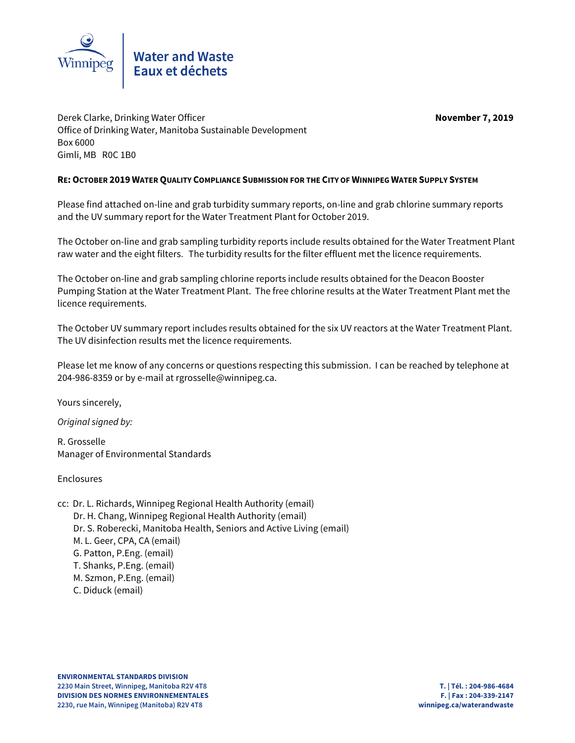Water and Waste
Eaux et déchets

Derek Clarke, Drinking Water Officer
Office of Drinking Water, Manitoba Sustainable Development
Box 6000
Gimli, MB R0C 1B0

**November 7, 2019**

**RE: OCTOBER 2019 WATER QUALITY COMPLIANCE SUBMISSION FOR THE CITY OF WINNIPEG WATER SUPPLY SYSTEM**

Please find attached on-line and grab turbidity summary reports, on-line and grab chlorine summary reports and the UV summary report for the Water Treatment Plant for October 2019.

The October on-line and grab sampling turbidity reports include results obtained for the Water Treatment Plant raw water and the eight filters. The turbidity results for the filter effluent met the licence requirements.

The October on-line and grab sampling chlorine reports include results obtained for the Deacon Booster Pumping Station at the Water Treatment Plant. The free chlorine results at the Water Treatment Plant met the licence requirements.

The October UV summary report includes results obtained for the six UV reactors at the Water Treatment Plant. The UV disinfection results met the licence requirements.

Please let me know of any concerns or questions respecting this submission. I can be reached by telephone at 204-986-8359 or by e-mail at rgrosselle@winnipeg.ca.

Yours sincerely,

*Original signed by:*

R. Grosselle
Manager of Environmental Standards

Enclosures

cc: Dr. L. Richards, Winnipeg Regional Health Authority (email)
Dr. H. Chang, Winnipeg Regional Health Authority (email)
Dr. S. Roberecki, Manitoba Health, Seniors and Active Living (email)
M. L. Geer, CPA, CA (email)
G. Patton, P.Eng. (email)
T. Shanks, P.Eng. (email)
M. Szmon, P.Eng. (email)
C. Diduck (email)

**ENVIRONMENTAL STANDARDS DIVISION**
**2230 Main Street, Winnipeg, Manitoba R2V 4T8**
**DIVISION DES NORMES ENVIRONNEMENTALES**
**2230, rue Main, Winnipeg (Manitoba) R2V 4T8**

**T. | Tél. : 204-986-4684**
**F. | Fax : 204-339-2147**
**winnipeg.ca/waterandwaste**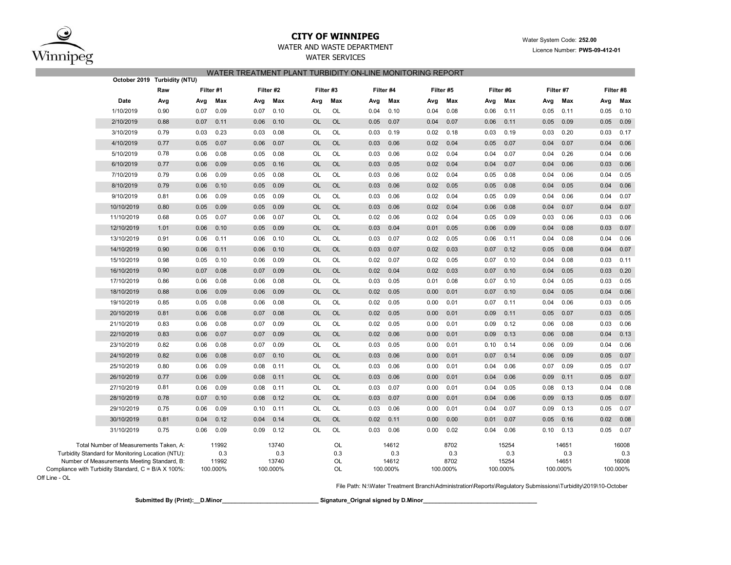# CITY OF WINNIPEG

WATER AND WASTE DEPARTMENT

WATER SERVICES

Water System Code: **252.00**

Licence Number: **PWS-09-412-01**

## WATER TREATMENT PLANT TURBIDITY ON-LINE MONITORING REPORT

**October 2019 Turbidity (NTU)**

| | Raw | Filter #1 | | Filter #2 | | Filter #3 | | Filter #4 | | Filter #5 | | Filter #6 | | Filter #7 | | Filter #8 | |
|---|---|---|---|---|---|---|---|---|---|---|---|---|---|---|---|---|---|
| **Date** | **Avg** | **Avg** | **Max** | **Avg** | **Max** | **Avg** | **Max** | **Avg** | **Max** | **Avg** | **Max** | **Avg** | **Max** | **Avg** | **Max** | **Avg** | **Max** |
| 1/10/2019 | 0.90 | 0.07 | 0.09 | 0.07 | 0.10 | OL | OL | 0.04 | 0.10 | 0.04 | 0.08 | 0.06 | 0.11 | 0.05 | 0.11 | 0.05 | 0.10 |
| 2/10/2019 | 0.88 | 0.07 | 0.11 | 0.06 | 0.10 | OL | OL | 0.05 | 0.07 | 0.04 | 0.07 | 0.06 | 0.11 | 0.05 | 0.09 | 0.05 | 0.09 |
| 3/10/2019 | 0.79 | 0.03 | 0.23 | 0.03 | 0.08 | OL | OL | 0.03 | 0.19 | 0.02 | 0.18 | 0.03 | 0.19 | 0.03 | 0.20 | 0.03 | 0.17 |
| 4/10/2019 | 0.77 | 0.05 | 0.07 | 0.06 | 0.07 | OL | OL | 0.03 | 0.06 | 0.02 | 0.04 | 0.05 | 0.07 | 0.04 | 0.07 | 0.04 | 0.06 |
| 5/10/2019 | 0.78 | 0.06 | 0.08 | 0.05 | 0.08 | OL | OL | 0.03 | 0.06 | 0.02 | 0.04 | 0.04 | 0.07 | 0.04 | 0.26 | 0.04 | 0.06 |
| 6/10/2019 | 0.77 | 0.06 | 0.09 | 0.05 | 0.16 | OL | OL | 0.03 | 0.05 | 0.02 | 0.04 | 0.04 | 0.07 | 0.04 | 0.06 | 0.03 | 0.06 |
| 7/10/2019 | 0.79 | 0.06 | 0.09 | 0.05 | 0.08 | OL | OL | 0.03 | 0.06 | 0.02 | 0.04 | 0.05 | 0.08 | 0.04 | 0.06 | 0.04 | 0.05 |
| 8/10/2019 | 0.79 | 0.06 | 0.10 | 0.05 | 0.09 | OL | OL | 0.03 | 0.06 | 0.02 | 0.05 | 0.05 | 0.08 | 0.04 | 0.05 | 0.04 | 0.06 |
| 9/10/2019 | 0.81 | 0.06 | 0.09 | 0.05 | 0.09 | OL | OL | 0.03 | 0.06 | 0.02 | 0.04 | 0.05 | 0.09 | 0.04 | 0.06 | 0.04 | 0.07 |
| 10/10/2019 | 0.80 | 0.05 | 0.09 | 0.05 | 0.09 | OL | OL | 0.03 | 0.06 | 0.02 | 0.04 | 0.06 | 0.08 | 0.04 | 0.07 | 0.04 | 0.07 |
| 11/10/2019 | 0.68 | 0.05 | 0.07 | 0.06 | 0.07 | OL | OL | 0.02 | 0.06 | 0.02 | 0.04 | 0.05 | 0.09 | 0.03 | 0.06 | 0.03 | 0.06 |
| 12/10/2019 | 1.01 | 0.06 | 0.10 | 0.05 | 0.09 | OL | OL | 0.03 | 0.04 | 0.01 | 0.05 | 0.06 | 0.09 | 0.04 | 0.08 | 0.03 | 0.07 |
| 13/10/2019 | 0.91 | 0.06 | 0.11 | 0.06 | 0.10 | OL | OL | 0.03 | 0.07 | 0.02 | 0.05 | 0.06 | 0.11 | 0.04 | 0.08 | 0.04 | 0.06 |
| 14/10/2019 | 0.90 | 0.06 | 0.11 | 0.06 | 0.10 | OL | OL | 0.03 | 0.07 | 0.02 | 0.03 | 0.07 | 0.12 | 0.05 | 0.08 | 0.04 | 0.07 |
| 15/10/2019 | 0.98 | 0.05 | 0.10 | 0.06 | 0.09 | OL | OL | 0.02 | 0.07 | 0.02 | 0.05 | 0.07 | 0.10 | 0.04 | 0.08 | 0.03 | 0.11 |
| 16/10/2019 | 0.90 | 0.07 | 0.08 | 0.07 | 0.09 | OL | OL | 0.02 | 0.04 | 0.02 | 0.03 | 0.07 | 0.10 | 0.04 | 0.05 | 0.03 | 0.20 |
| 17/10/2019 | 0.86 | 0.06 | 0.08 | 0.06 | 0.08 | OL | OL | 0.03 | 0.05 | 0.01 | 0.08 | 0.07 | 0.10 | 0.04 | 0.05 | 0.03 | 0.05 |
| 18/10/2019 | 0.88 | 0.06 | 0.09 | 0.06 | 0.09 | OL | OL | 0.02 | 0.05 | 0.00 | 0.01 | 0.07 | 0.10 | 0.04 | 0.05 | 0.04 | 0.06 |
| 19/10/2019 | 0.85 | 0.05 | 0.08 | 0.06 | 0.08 | OL | OL | 0.02 | 0.05 | 0.00 | 0.01 | 0.07 | 0.11 | 0.04 | 0.06 | 0.03 | 0.05 |
| 20/10/2019 | 0.81 | 0.06 | 0.08 | 0.07 | 0.08 | OL | OL | 0.02 | 0.05 | 0.00 | 0.01 | 0.09 | 0.11 | 0.05 | 0.07 | 0.03 | 0.05 |
| 21/10/2019 | 0.83 | 0.06 | 0.08 | 0.07 | 0.09 | OL | OL | 0.02 | 0.05 | 0.00 | 0.01 | 0.09 | 0.12 | 0.06 | 0.08 | 0.03 | 0.06 |
| 22/10/2019 | 0.83 | 0.06 | 0.07 | 0.07 | 0.09 | OL | OL | 0.02 | 0.06 | 0.00 | 0.01 | 0.09 | 0.13 | 0.06 | 0.08 | 0.04 | 0.13 |
| 23/10/2019 | 0.82 | 0.06 | 0.08 | 0.07 | 0.09 | OL | OL | 0.03 | 0.05 | 0.00 | 0.01 | 0.10 | 0.14 | 0.06 | 0.09 | 0.04 | 0.06 |
| 24/10/2019 | 0.82 | 0.06 | 0.08 | 0.07 | 0.10 | OL | OL | 0.03 | 0.06 | 0.00 | 0.01 | 0.07 | 0.14 | 0.06 | 0.09 | 0.05 | 0.07 |
| 25/10/2019 | 0.80 | 0.06 | 0.09 | 0.08 | 0.11 | OL | OL | 0.03 | 0.06 | 0.00 | 0.01 | 0.04 | 0.06 | 0.07 | 0.09 | 0.05 | 0.07 |
| 26/10/2019 | 0.77 | 0.06 | 0.09 | 0.08 | 0.11 | OL | OL | 0.03 | 0.06 | 0.00 | 0.01 | 0.04 | 0.06 | 0.09 | 0.11 | 0.05 | 0.07 |
| 27/10/2019 | 0.81 | 0.06 | 0.09 | 0.08 | 0.11 | OL | OL | 0.03 | 0.07 | 0.00 | 0.01 | 0.04 | 0.05 | 0.08 | 0.13 | 0.04 | 0.08 |
| 28/10/2019 | 0.78 | 0.07 | 0.10 | 0.08 | 0.12 | OL | OL | 0.03 | 0.07 | 0.00 | 0.01 | 0.04 | 0.06 | 0.09 | 0.13 | 0.05 | 0.07 |
| 29/10/2019 | 0.75 | 0.06 | 0.09 | 0.10 | 0.11 | OL | OL | 0.03 | 0.06 | 0.00 | 0.01 | 0.04 | 0.07 | 0.09 | 0.13 | 0.05 | 0.07 |
| 30/10/2019 | 0.81 | 0.04 | 0.12 | 0.04 | 0.14 | OL | OL | 0.02 | 0.11 | 0.00 | 0.00 | 0.01 | 0.07 | 0.05 | 0.16 | 0.02 | 0.08 |
| 31/10/2019 | 0.75 | 0.06 | 0.09 | 0.09 | 0.12 | OL | OL | 0.03 | 0.06 | 0.00 | 0.02 | 0.04 | 0.06 | 0.10 | 0.13 | 0.05 | 0.07 |

| | Filter #1 | Filter #2 | Filter #3 | Filter #4 | Filter #5 | Filter #6 | Filter #7 | Filter #8 |
|---|---|---|---|---|---|---|---|---|
| Total Number of Measurements Taken, A: | 11992 | 13740 | OL | 14612 | 8702 | 15254 | 14651 | 16008 |
| Turbidity Standard for Monitoring Location (NTU): | 0.3 | 0.3 | 0.3 | 0.3 | 0.3 | 0.3 | 0.3 | 0.3 |
| Number of Measurements Meeting Standard, B: | 11992 | 13740 | OL | 14612 | 8702 | 15254 | 14651 | 16008 |
| Compliance with Turbidity Standard, C = B/A X 100%: | 100.000% | 100.000% | OL | 100.000% | 100.000% | 100.000% | 100.000% | 100.000% |

Off Line - OL

File Path: N:\Water Treatment Branch\Administration\Reports\Regulatory Submissions\Turbidity\2019\10-October

**Submitted By (Print):__D.Minor______________________________ Signature_Orignal signed by D.Minor____________________________________**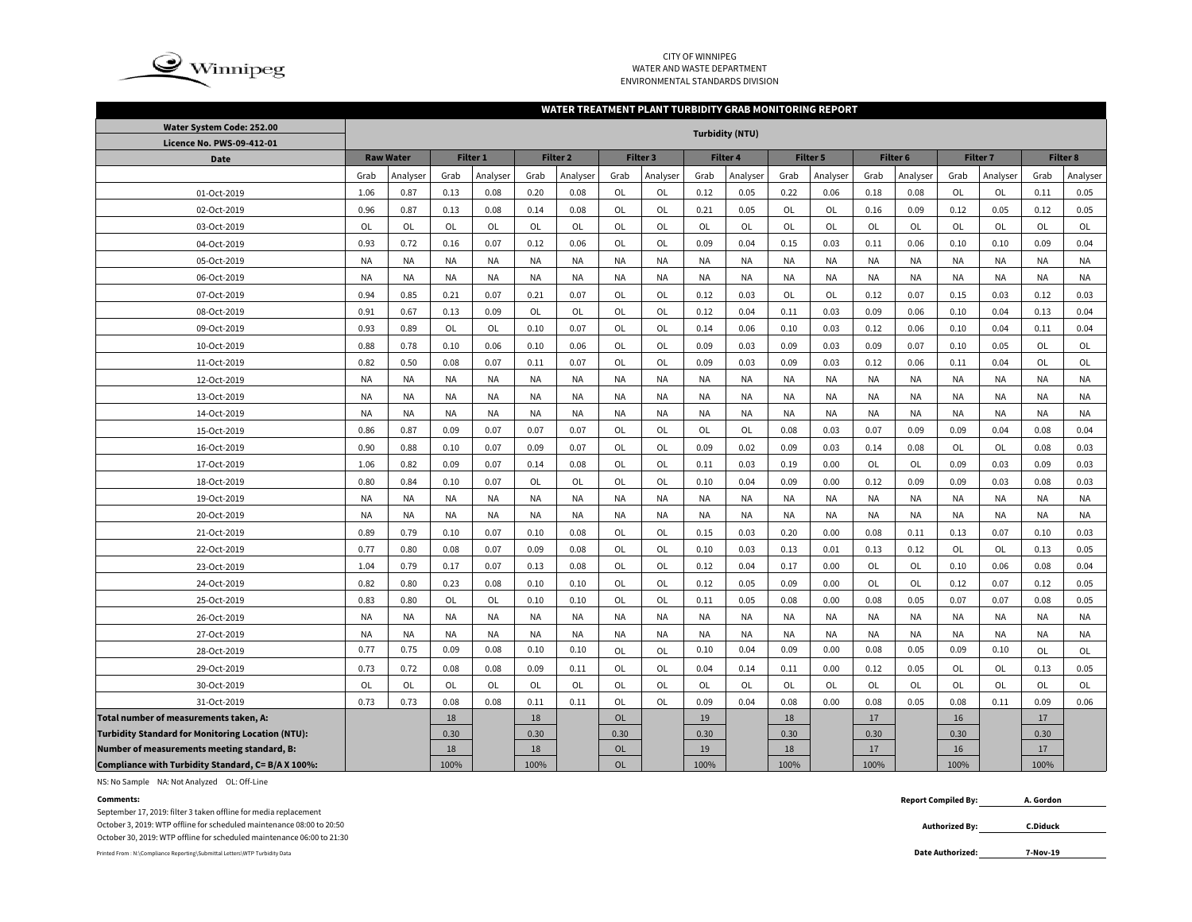CITY OF WINNIPEG
WATER AND WASTE DEPARTMENT
ENVIRONMENTAL STANDARDS DIVISION

## WATER TREATMENT PLANT TURBIDITY GRAB MONITORING REPORT

| Water System Code: 252.00<br>Licence No. PWS-09-412-01 | Turbidity (NTU) | | | | | | | | | | | | | | | | | |
|---|---|---|---|---|---|---|---|---|---|---|---|---|---|---|---|---|---|---|
| **Date** | **Raw Water** | | **Filter 1** | | **Filter 2** | | **Filter 3** | | **Filter 4** | | **Filter 5** | | **Filter 6** | | **Filter 7** | | **Filter 8** | |
| | Grab | Analyser | Grab | Analyser | Grab | Analyser | Grab | Analyser | Grab | Analyser | Grab | Analyser | Grab | Analyser | Grab | Analyser | Grab | Analyser |
| 01-Oct-2019 | 1.06 | 0.87 | 0.13 | 0.08 | 0.20 | 0.08 | OL | OL | 0.12 | 0.05 | 0.22 | 0.06 | 0.18 | 0.08 | OL | OL | 0.11 | 0.05 |
| 02-Oct-2019 | 0.96 | 0.87 | 0.13 | 0.08 | 0.14 | 0.08 | OL | OL | 0.21 | 0.05 | OL | OL | 0.16 | 0.09 | 0.12 | 0.05 | 0.12 | 0.05 |
| 03-Oct-2019 | OL | OL | OL | OL | OL | OL | OL | OL | OL | OL | OL | OL | OL | OL | OL | OL | OL | OL |
| 04-Oct-2019 | 0.93 | 0.72 | 0.16 | 0.07 | 0.12 | 0.06 | OL | OL | 0.09 | 0.04 | 0.15 | 0.03 | 0.11 | 0.06 | 0.10 | 0.10 | 0.09 | 0.04 |
| 05-Oct-2019 | NA | NA | NA | NA | NA | NA | NA | NA | NA | NA | NA | NA | NA | NA | NA | NA | NA | NA |
| 06-Oct-2019 | NA | NA | NA | NA | NA | NA | NA | NA | NA | NA | NA | NA | NA | NA | NA | NA | NA | NA |
| 07-Oct-2019 | 0.94 | 0.85 | 0.21 | 0.07 | 0.21 | 0.07 | OL | OL | 0.12 | 0.03 | OL | OL | 0.12 | 0.07 | 0.15 | 0.03 | 0.12 | 0.03 |
| 08-Oct-2019 | 0.91 | 0.67 | 0.13 | 0.09 | OL | OL | OL | OL | 0.12 | 0.04 | 0.11 | 0.03 | 0.09 | 0.06 | 0.10 | 0.04 | 0.13 | 0.04 |
| 09-Oct-2019 | 0.93 | 0.89 | OL | OL | 0.10 | 0.07 | OL | OL | 0.14 | 0.06 | 0.10 | 0.03 | 0.12 | 0.06 | 0.10 | 0.04 | 0.11 | 0.04 |
| 10-Oct-2019 | 0.88 | 0.78 | 0.10 | 0.06 | 0.10 | 0.06 | OL | OL | 0.09 | 0.03 | 0.09 | 0.03 | 0.09 | 0.07 | 0.10 | 0.05 | OL | OL |
| 11-Oct-2019 | 0.82 | 0.50 | 0.08 | 0.07 | 0.11 | 0.07 | OL | OL | 0.09 | 0.03 | 0.09 | 0.03 | 0.12 | 0.06 | 0.11 | 0.04 | OL | OL |
| 12-Oct-2019 | NA | NA | NA | NA | NA | NA | NA | NA | NA | NA | NA | NA | NA | NA | NA | NA | NA | NA |
| 13-Oct-2019 | NA | NA | NA | NA | NA | NA | NA | NA | NA | NA | NA | NA | NA | NA | NA | NA | NA | NA |
| 14-Oct-2019 | NA | NA | NA | NA | NA | NA | NA | NA | NA | NA | NA | NA | NA | NA | NA | NA | NA | NA |
| 15-Oct-2019 | 0.86 | 0.87 | 0.09 | 0.07 | 0.07 | 0.07 | OL | OL | OL | OL | 0.08 | 0.03 | 0.07 | 0.09 | 0.09 | 0.04 | 0.08 | 0.04 |
| 16-Oct-2019 | 0.90 | 0.88 | 0.10 | 0.07 | 0.09 | 0.07 | OL | OL | 0.09 | 0.02 | 0.09 | 0.03 | 0.14 | 0.08 | OL | OL | 0.08 | 0.03 |
| 17-Oct-2019 | 1.06 | 0.82 | 0.09 | 0.07 | 0.14 | 0.08 | OL | OL | 0.11 | 0.03 | 0.19 | 0.00 | OL | OL | 0.09 | 0.03 | 0.09 | 0.03 |
| 18-Oct-2019 | 0.80 | 0.84 | 0.10 | 0.07 | OL | OL | OL | OL | 0.10 | 0.04 | 0.09 | 0.00 | 0.12 | 0.09 | 0.09 | 0.03 | 0.08 | 0.03 |
| 19-Oct-2019 | NA | NA | NA | NA | NA | NA | NA | NA | NA | NA | NA | NA | NA | NA | NA | NA | NA | NA |
| 20-Oct-2019 | NA | NA | NA | NA | NA | NA | NA | NA | NA | NA | NA | NA | NA | NA | NA | NA | NA | NA |
| 21-Oct-2019 | 0.89 | 0.79 | 0.10 | 0.07 | 0.10 | 0.08 | OL | OL | 0.15 | 0.03 | 0.20 | 0.00 | 0.08 | 0.11 | 0.13 | 0.07 | 0.10 | 0.03 |
| 22-Oct-2019 | 0.77 | 0.80 | 0.08 | 0.07 | 0.09 | 0.08 | OL | OL | 0.10 | 0.03 | 0.13 | 0.01 | 0.13 | 0.12 | OL | OL | 0.13 | 0.05 |
| 23-Oct-2019 | 1.04 | 0.79 | 0.17 | 0.07 | 0.13 | 0.08 | OL | OL | 0.12 | 0.04 | 0.17 | 0.00 | OL | OL | 0.10 | 0.06 | 0.08 | 0.04 |
| 24-Oct-2019 | 0.82 | 0.80 | 0.23 | 0.08 | 0.10 | 0.10 | OL | OL | 0.12 | 0.05 | 0.09 | 0.00 | OL | OL | 0.12 | 0.07 | 0.12 | 0.05 |
| 25-Oct-2019 | 0.83 | 0.80 | OL | OL | 0.10 | 0.10 | OL | OL | 0.11 | 0.05 | 0.08 | 0.00 | 0.08 | 0.05 | 0.07 | 0.07 | 0.08 | 0.05 |
| 26-Oct-2019 | NA | NA | NA | NA | NA | NA | NA | NA | NA | NA | NA | NA | NA | NA | NA | NA | NA | NA |
| 27-Oct-2019 | NA | NA | NA | NA | NA | NA | NA | NA | NA | NA | NA | NA | NA | NA | NA | NA | NA | NA |
| 28-Oct-2019 | 0.77 | 0.75 | 0.09 | 0.08 | 0.10 | 0.10 | OL | OL | 0.10 | 0.04 | 0.09 | 0.00 | 0.08 | 0.05 | 0.09 | 0.10 | OL | OL |
| 29-Oct-2019 | 0.73 | 0.72 | 0.08 | 0.08 | 0.09 | 0.11 | OL | OL | 0.04 | 0.14 | 0.11 | 0.00 | 0.12 | 0.05 | OL | OL | 0.13 | 0.05 |
| 30-Oct-2019 | OL | OL | OL | OL | OL | OL | OL | OL | OL | OL | OL | OL | OL | OL | OL | OL | OL | OL |
| 31-Oct-2019 | 0.73 | 0.73 | 0.08 | 0.08 | 0.11 | 0.11 | OL | OL | 0.09 | 0.04 | 0.08 | 0.00 | 0.08 | 0.05 | 0.08 | 0.11 | 0.09 | 0.06 |
| **Total number of measurements taken, A:** | | | 18 | | 18 | | OL | | 19 | | 18 | | 17 | | 16 | | 17 | |
| **Turbidity Standard for Monitoring Location (NTU):** | | | 0.30 | | 0.30 | | 0.30 | | 0.30 | | 0.30 | | 0.30 | | 0.30 | | 0.30 | |
| **Number of measurements meeting standard, B:** | | | 18 | | 18 | | OL | | 19 | | 18 | | 17 | | 16 | | 17 | |
| **Compliance with Turbidity Standard, C= B/A X 100%:** | | | 100% | | 100% | | OL | | 100% | | 100% | | 100% | | 100% | | 100% | |

NS: No Sample NA: Not Analyzed OL: Off-Line

**Comments:**

September 17, 2019: filter 3 taken offline for media replacement
October 3, 2019: WTP offline for scheduled maintenance 08:00 to 20:50
October 30, 2019: WTP offline for scheduled maintenance 06:00 to 21:30

**Report Compiled By:** A. Gordon

**Authorized By:** C.Diduck

**Date Authorized:** 7-Nov-19

Printed From : N:\Compliance Reporting\Submittal Letters\WTP Turbidity Data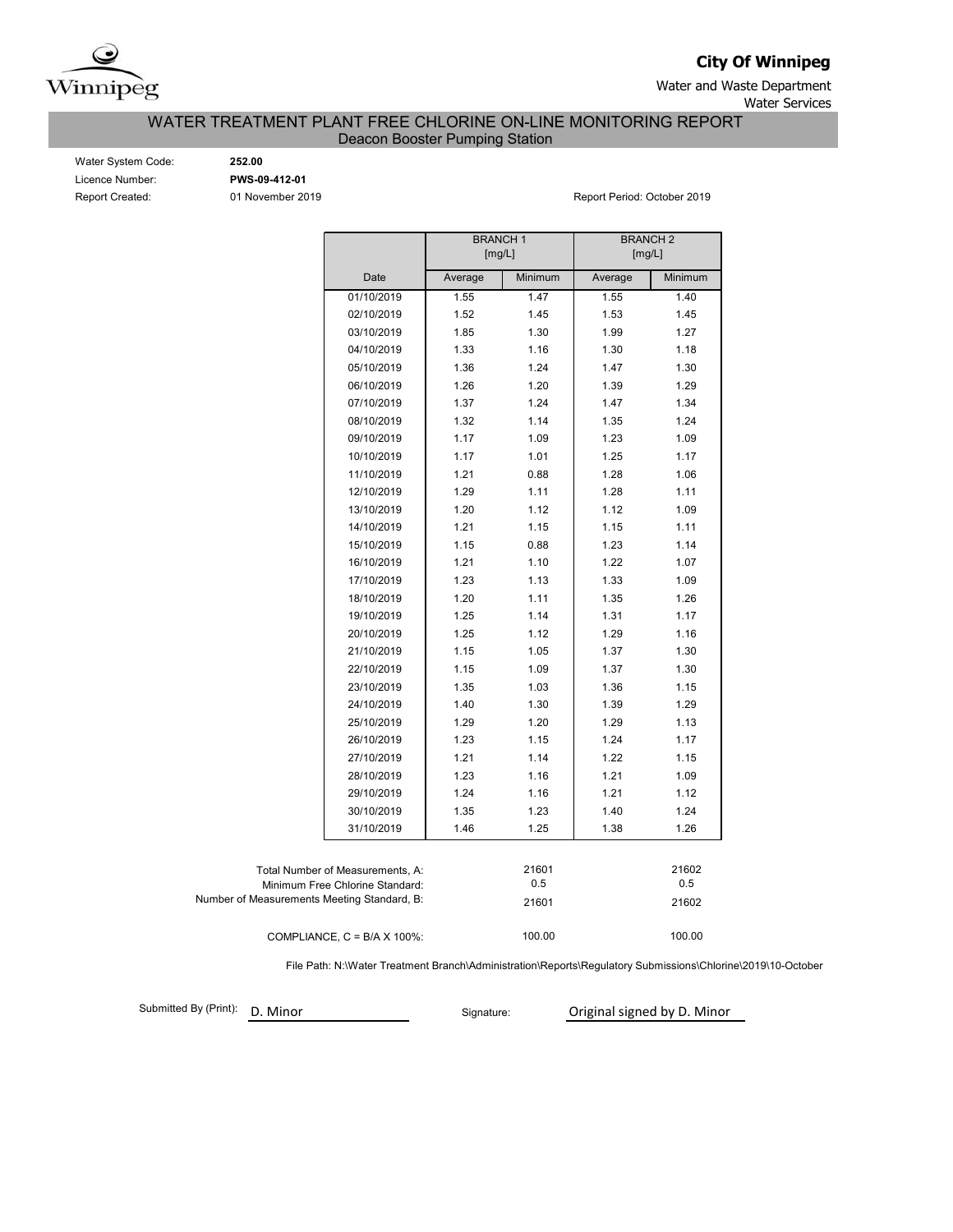**City Of Winnipeg**

Water and Waste Department

Water Services

# WATER TREATMENT PLANT FREE CHLORINE ON-LINE MONITORING REPORT

## Deacon Booster Pumping Station

Water System Code: **252.00**

Licence Number: **PWS-09-412-01**

Report Created: 01 November 2019

Report Period: October 2019

| | BRANCH 1 [mg/L] | | BRANCH 2 [mg/L] | |
|---|---|---|---|---|
| Date | Average | Minimum | Average | Minimum |
| 01/10/2019 | 1.55 | 1.47 | 1.55 | 1.40 |
| 02/10/2019 | 1.52 | 1.45 | 1.53 | 1.45 |
| 03/10/2019 | 1.85 | 1.30 | 1.99 | 1.27 |
| 04/10/2019 | 1.33 | 1.16 | 1.30 | 1.18 |
| 05/10/2019 | 1.36 | 1.24 | 1.47 | 1.30 |
| 06/10/2019 | 1.26 | 1.20 | 1.39 | 1.29 |
| 07/10/2019 | 1.37 | 1.24 | 1.47 | 1.34 |
| 08/10/2019 | 1.32 | 1.14 | 1.35 | 1.24 |
| 09/10/2019 | 1.17 | 1.09 | 1.23 | 1.09 |
| 10/10/2019 | 1.17 | 1.01 | 1.25 | 1.17 |
| 11/10/2019 | 1.21 | 0.88 | 1.28 | 1.06 |
| 12/10/2019 | 1.29 | 1.11 | 1.28 | 1.11 |
| 13/10/2019 | 1.20 | 1.12 | 1.12 | 1.09 |
| 14/10/2019 | 1.21 | 1.15 | 1.15 | 1.11 |
| 15/10/2019 | 1.15 | 0.88 | 1.23 | 1.14 |
| 16/10/2019 | 1.21 | 1.10 | 1.22 | 1.07 |
| 17/10/2019 | 1.23 | 1.13 | 1.33 | 1.09 |
| 18/10/2019 | 1.20 | 1.11 | 1.35 | 1.26 |
| 19/10/2019 | 1.25 | 1.14 | 1.31 | 1.17 |
| 20/10/2019 | 1.25 | 1.12 | 1.29 | 1.16 |
| 21/10/2019 | 1.15 | 1.05 | 1.37 | 1.30 |
| 22/10/2019 | 1.15 | 1.09 | 1.37 | 1.30 |
| 23/10/2019 | 1.35 | 1.03 | 1.36 | 1.15 |
| 24/10/2019 | 1.40 | 1.30 | 1.39 | 1.29 |
| 25/10/2019 | 1.29 | 1.20 | 1.29 | 1.13 |
| 26/10/2019 | 1.23 | 1.15 | 1.24 | 1.17 |
| 27/10/2019 | 1.21 | 1.14 | 1.22 | 1.15 |
| 28/10/2019 | 1.23 | 1.16 | 1.21 | 1.09 |
| 29/10/2019 | 1.24 | 1.16 | 1.21 | 1.12 |
| 30/10/2019 | 1.35 | 1.23 | 1.40 | 1.24 |
| 31/10/2019 | 1.46 | 1.25 | 1.38 | 1.26 |

| | Branch 1 | Branch 2 |
|---|---|---|
| Total Number of Measurements, A: | 21601 | 21602 |
| Minimum Free Chlorine Standard: | 0.5 | 0.5 |
| Number of Measurements Meeting Standard, B: | 21601 | 21602 |
| COMPLIANCE, C = B/A X 100%: | 100.00 | 100.00 |

File Path: N:\Water Treatment Branch\Administration\Reports\Regulatory Submissions\Chlorine\2019\10-October

Submitted By (Print): D. Minor

Signature: Original signed by D. Minor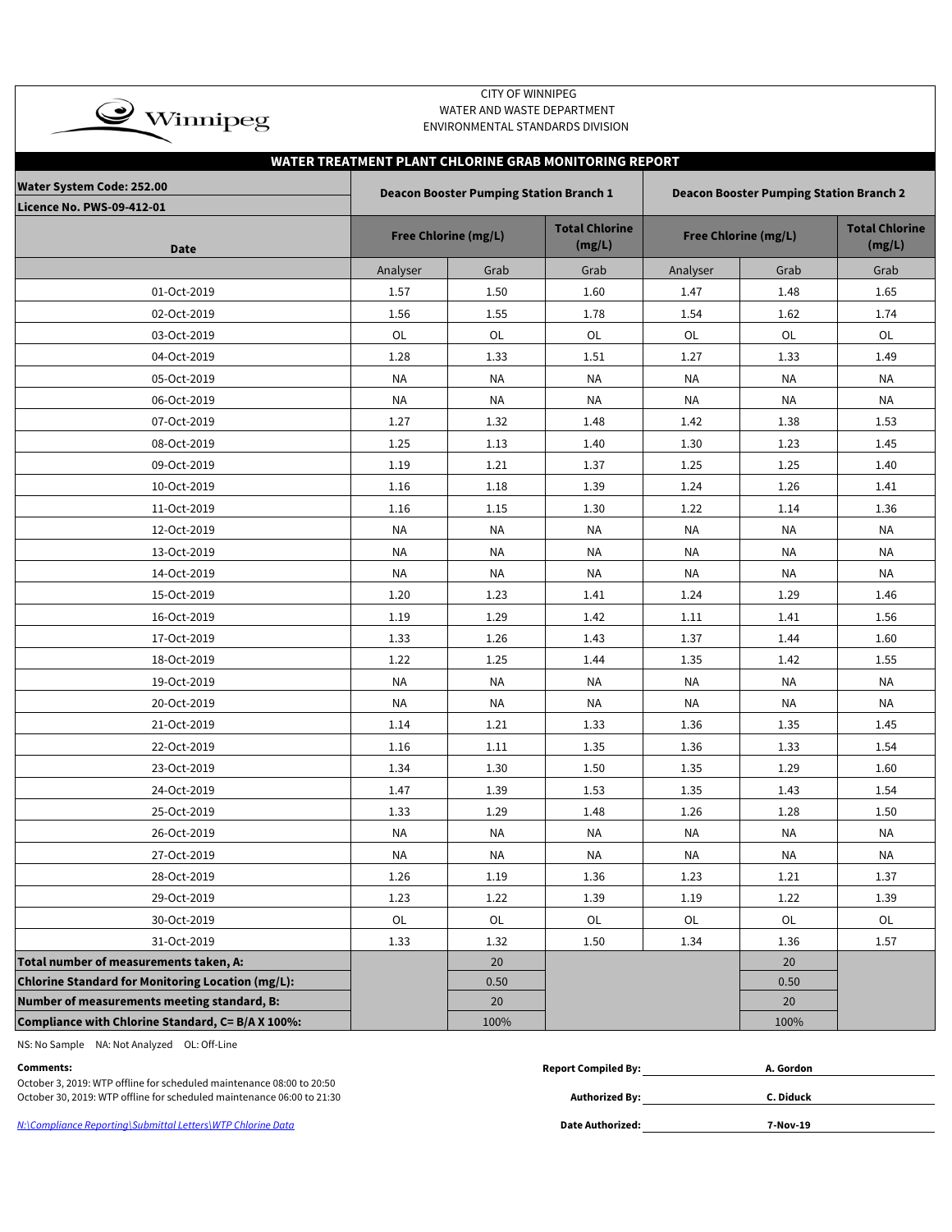CITY OF WINNIPEG
WATER AND WASTE DEPARTMENT
ENVIRONMENTAL STANDARDS DIVISION

## WATER TREATMENT PLANT CHLORINE GRAB MONITORING REPORT

**Water System Code: 252.00**
**Licence No. PWS-09-412-01**

| Date | Deacon Booster Pumping Station Branch 1 | | | Deacon Booster Pumping Station Branch 2 | | |
|---|---|---|---|---|---|---|
| | Free Chlorine (mg/L) | | Total Chlorine (mg/L) | Free Chlorine (mg/L) | | Total Chlorine (mg/L) |
| | Analyser | Grab | Grab | Analyser | Grab | Grab |
| 01-Oct-2019 | 1.57 | 1.50 | 1.60 | 1.47 | 1.48 | 1.65 |
| 02-Oct-2019 | 1.56 | 1.55 | 1.78 | 1.54 | 1.62 | 1.74 |
| 03-Oct-2019 | OL | OL | OL | OL | OL | OL |
| 04-Oct-2019 | 1.28 | 1.33 | 1.51 | 1.27 | 1.33 | 1.49 |
| 05-Oct-2019 | NA | NA | NA | NA | NA | NA |
| 06-Oct-2019 | NA | NA | NA | NA | NA | NA |
| 07-Oct-2019 | 1.27 | 1.32 | 1.48 | 1.42 | 1.38 | 1.53 |
| 08-Oct-2019 | 1.25 | 1.13 | 1.40 | 1.30 | 1.23 | 1.45 |
| 09-Oct-2019 | 1.19 | 1.21 | 1.37 | 1.25 | 1.25 | 1.40 |
| 10-Oct-2019 | 1.16 | 1.18 | 1.39 | 1.24 | 1.26 | 1.41 |
| 11-Oct-2019 | 1.16 | 1.15 | 1.30 | 1.22 | 1.14 | 1.36 |
| 12-Oct-2019 | NA | NA | NA | NA | NA | NA |
| 13-Oct-2019 | NA | NA | NA | NA | NA | NA |
| 14-Oct-2019 | NA | NA | NA | NA | NA | NA |
| 15-Oct-2019 | 1.20 | 1.23 | 1.41 | 1.24 | 1.29 | 1.46 |
| 16-Oct-2019 | 1.19 | 1.29 | 1.42 | 1.11 | 1.41 | 1.56 |
| 17-Oct-2019 | 1.33 | 1.26 | 1.43 | 1.37 | 1.44 | 1.60 |
| 18-Oct-2019 | 1.22 | 1.25 | 1.44 | 1.35 | 1.42 | 1.55 |
| 19-Oct-2019 | NA | NA | NA | NA | NA | NA |
| 20-Oct-2019 | NA | NA | NA | NA | NA | NA |
| 21-Oct-2019 | 1.14 | 1.21 | 1.33 | 1.36 | 1.35 | 1.45 |
| 22-Oct-2019 | 1.16 | 1.11 | 1.35 | 1.36 | 1.33 | 1.54 |
| 23-Oct-2019 | 1.34 | 1.30 | 1.50 | 1.35 | 1.29 | 1.60 |
| 24-Oct-2019 | 1.47 | 1.39 | 1.53 | 1.35 | 1.43 | 1.54 |
| 25-Oct-2019 | 1.33 | 1.29 | 1.48 | 1.26 | 1.28 | 1.50 |
| 26-Oct-2019 | NA | NA | NA | NA | NA | NA |
| 27-Oct-2019 | NA | NA | NA | NA | NA | NA |
| 28-Oct-2019 | 1.26 | 1.19 | 1.36 | 1.23 | 1.21 | 1.37 |
| 29-Oct-2019 | 1.23 | 1.22 | 1.39 | 1.19 | 1.22 | 1.39 |
| 30-Oct-2019 | OL | OL | OL | OL | OL | OL |
| 31-Oct-2019 | 1.33 | 1.32 | 1.50 | 1.34 | 1.36 | 1.57 |
| **Total number of measurements taken, A:** | | 20 | | | 20 | |
| **Chlorine Standard for Monitoring Location (mg/L):** | | 0.50 | | | 0.50 | |
| **Number of measurements meeting standard, B:** | | 20 | | | 20 | |
| **Compliance with Chlorine Standard, C= B/A X 100%:** | | 100% | | | 100% | |

NS: No Sample NA: Not Analyzed OL: Off-Line

**Comments:**
October 3, 2019: WTP offline for scheduled maintenance 08:00 to 20:50
October 30, 2019: WTP offline for scheduled maintenance 06:00 to 21:30

*N:\Compliance Reporting\Submittal Letters\WTP Chlorine Data*

**Report Compiled By:** A. Gordon

**Authorized By:** C. Diduck

**Date Authorized:** 7-Nov-19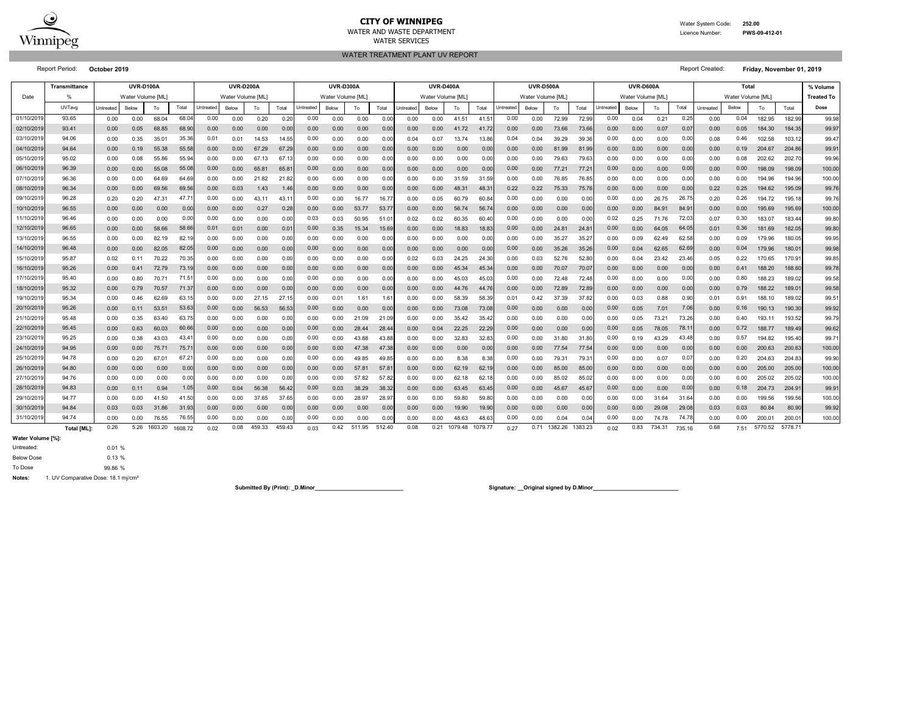**CITY OF WINNIPEG**
WATER AND WASTE DEPARTMENT
WATER SERVICES

Water System Code: **252.00**
Licence Number: **PWS-09-412-01**

## WATER TREATMENT PLANT UV REPORT

Report Period: **October 2019**

Report Created: **Friday, November 01, 2019**

| Date | Transmittance | UVR-D100A | | | | UVR-D200A | | | | UVR-D300A | | | | UVR-D400A | | | | UVR-D500A | | | | UVR-D600A | | | | Total | | | | % Volume |
|---|---|---|---|---|---|---|---|---|---|---|---|---|---|---|---|---|---|---|---|---|---|---|---|---|---|---|---|---|---|---|
| | % | Water Volume [ML] | | | | Water Volume [ML] | | | | Water Volume [ML] | | | | Water Volume [ML] | | | | Water Volume [ML] | | | | Water Volume [ML] | | | | Water Volume [ML] | | | | Treated To |
| | UVTavg | Untreated | Below | To | Total | Untreated | Below | To | Total | Untreated | Below | To | Total | Untreated | Below | To | Total | Untreated | Below | To | Total | Untreated | Below | To | Total | Untreated | Below | To | Total | Dose |
| 01/10/2019 | 93.65 | 0.00 | 0.00 | 68.04 | 68.04 | 0.00 | 0.00 | 0.20 | 0.20 | 0.00 | 0.00 | 0.00 | 0.00 | 0.00 | 0.00 | 41.51 | 41.51 | 0.00 | 0.00 | 72.99 | 72.99 | 0.00 | 0.04 | 0.21 | 0.25 | 0.00 | 0.04 | 182.95 | 182.99 | 99.98 |
| 02/10/2019 | 93.41 | 0.00 | 0.05 | 68.85 | 68.90 | 0.00 | 0.00 | 0.00 | 0.00 | 0.00 | 0.00 | 0.00 | 0.00 | 0.00 | 0.00 | 41.72 | 41.72 | 0.00 | 0.00 | 73.66 | 73.66 | 0.00 | 0.00 | 0.07 | 0.07 | 0.00 | 0.05 | 184.30 | 184.35 | 99.97 |
| 03/10/2019 | 94.06 | 0.00 | 0.35 | 35.01 | 35.36 | 0.01 | 0.01 | 14.53 | 14.55 | 0.00 | 0.00 | 0.00 | 0.00 | 0.04 | 0.07 | 13.74 | 13.86 | 0.04 | 0.04 | 39.29 | 39.36 | 0.00 | 0.00 | 0.00 | 0.00 | 0.08 | 0.46 | 102.58 | 103.12 | 99.47 |
| 04/10/2019 | 94.64 | 0.00 | 0.19 | 55.38 | 55.58 | 0.00 | 0.00 | 67.29 | 67.29 | 0.00 | 0.00 | 0.00 | 0.00 | 0.00 | 0.00 | 0.00 | 0.00 | 0.00 | 0.00 | 81.99 | 81.99 | 0.00 | 0.00 | 0.00 | 0.00 | 0.00 | 0.19 | 204.67 | 204.86 | 99.91 |
| 05/10/2019 | 95.02 | 0.00 | 0.08 | 55.86 | 55.94 | 0.00 | 0.00 | 67.13 | 67.13 | 0.00 | 0.00 | 0.00 | 0.00 | 0.00 | 0.00 | 0.00 | 0.00 | 0.00 | 0.00 | 79.63 | 79.63 | 0.00 | 0.00 | 0.00 | 0.00 | 0.00 | 0.08 | 202.62 | 202.70 | 99.96 |
| 06/10/2019 | 96.39 | 0.00 | 0.00 | 55.08 | 55.08 | 0.00 | 0.00 | 65.81 | 65.81 | 0.00 | 0.00 | 0.00 | 0.00 | 0.00 | 0.00 | 0.00 | 0.00 | 0.00 | 0.00 | 77.21 | 77.21 | 0.00 | 0.00 | 0.00 | 0.00 | 0.00 | 0.00 | 198.09 | 198.09 | 100.00 |
| 07/10/2019 | 96.36 | 0.00 | 0.00 | 64.69 | 64.69 | 0.00 | 0.00 | 21.82 | 21.82 | 0.00 | 0.00 | 0.00 | 0.00 | 0.00 | 0.00 | 31.59 | 31.59 | 0.00 | 0.00 | 76.85 | 76.85 | 0.00 | 0.00 | 0.00 | 0.00 | 0.00 | 0.00 | 194.96 | 194.96 | 100.00 |
| 08/10/2019 | 96.34 | 0.00 | 0.00 | 69.56 | 69.56 | 0.00 | 0.03 | 1.43 | 1.46 | 0.00 | 0.00 | 0.00 | 0.00 | 0.00 | 0.00 | 48.31 | 48.31 | 0.22 | 0.22 | 75.33 | 75.76 | 0.00 | 0.00 | 0.00 | 0.00 | 0.22 | 0.25 | 194.62 | 195.09 | 99.76 |
| 09/10/2019 | 96.28 | 0.20 | 0.20 | 47.31 | 47.71 | 0.00 | 0.00 | 43.11 | 43.11 | 0.00 | 0.00 | 16.77 | 16.77 | 0.00 | 0.05 | 60.79 | 60.84 | 0.00 | 0.00 | 0.00 | 0.00 | 0.00 | 0.00 | 26.75 | 26.75 | 0.20 | 0.26 | 194.72 | 195.18 | 99.76 |
| 10/10/2019 | 96.55 | 0.00 | 0.00 | 0.00 | 0.00 | 0.00 | 0.00 | 0.27 | 0.28 | 0.00 | 0.00 | 53.77 | 53.77 | 0.00 | 0.00 | 56.74 | 56.74 | 0.00 | 0.00 | 0.00 | 0.00 | 0.00 | 0.00 | 84.91 | 84.91 | 0.00 | 0.00 | 195.69 | 195.69 | 100.00 |
| 11/10/2019 | 96.46 | 0.00 | 0.00 | 0.00 | 0.00 | 0.00 | 0.00 | 0.00 | 0.00 | 0.03 | 0.03 | 50.95 | 51.01 | 0.02 | 0.02 | 60.35 | 60.40 | 0.00 | 0.00 | 0.00 | 0.00 | 0.02 | 0.25 | 71.76 | 72.03 | 0.07 | 0.30 | 183.07 | 183.44 | 99.80 |
| 12/10/2019 | 96.65 | 0.00 | 0.00 | 58.66 | 58.66 | 0.01 | 0.01 | 0.00 | 0.01 | 0.00 | 0.35 | 15.34 | 15.69 | 0.00 | 0.00 | 18.83 | 18.83 | 0.00 | 0.00 | 24.81 | 24.81 | 0.00 | 0.00 | 64.05 | 64.05 | 0.01 | 0.36 | 181.69 | 182.05 | 99.80 |
| 13/10/2019 | 96.55 | 0.00 | 0.00 | 82.19 | 82.19 | 0.00 | 0.00 | 0.00 | 0.00 | 0.00 | 0.00 | 0.00 | 0.00 | 0.00 | 0.00 | 0.00 | 0.00 | 0.00 | 0.00 | 35.27 | 35.27 | 0.00 | 0.09 | 62.49 | 62.58 | 0.00 | 0.09 | 179.96 | 180.05 | 99.95 |
| 14/10/2019 | 96.48 | 0.00 | 0.00 | 82.05 | 82.05 | 0.00 | 0.00 | 0.00 | 0.00 | 0.00 | 0.00 | 0.00 | 0.00 | 0.00 | 0.00 | 0.00 | 0.00 | 0.00 | 0.00 | 35.26 | 35.26 | 0.00 | 0.04 | 62.65 | 62.69 | 0.00 | 0.04 | 179.96 | 180.01 | 99.98 |
| 15/10/2019 | 95.87 | 0.02 | 0.11 | 70.22 | 70.35 | 0.00 | 0.00 | 0.00 | 0.00 | 0.00 | 0.00 | 0.00 | 0.00 | 0.02 | 0.03 | 24.25 | 24.30 | 0.00 | 0.03 | 52.76 | 52.80 | 0.00 | 0.04 | 23.42 | 23.46 | 0.05 | 0.22 | 170.65 | 170.91 | 99.85 |
| 16/10/2019 | 95.26 | 0.00 | 0.41 | 72.79 | 73.19 | 0.00 | 0.00 | 0.00 | 0.00 | 0.00 | 0.00 | 0.00 | 0.00 | 0.00 | 0.00 | 45.34 | 45.34 | 0.00 | 0.00 | 70.07 | 70.07 | 0.00 | 0.00 | 0.00 | 0.00 | 0.00 | 0.41 | 188.20 | 188.60 | 99.78 |
| 17/10/2019 | 95.40 | 0.00 | 0.80 | 70.71 | 71.51 | 0.00 | 0.00 | 0.00 | 0.00 | 0.00 | 0.00 | 0.00 | 0.00 | 0.00 | 0.00 | 45.03 | 45.03 | 0.00 | 0.00 | 72.48 | 72.48 | 0.00 | 0.00 | 0.00 | 0.00 | 0.00 | 0.80 | 188.23 | 189.02 | 99.58 |
| 18/10/2019 | 95.32 | 0.00 | 0.79 | 70.57 | 71.37 | 0.00 | 0.00 | 0.00 | 0.00 | 0.00 | 0.00 | 0.00 | 0.00 | 0.00 | 0.00 | 44.76 | 44.76 | 0.00 | 0.00 | 72.89 | 72.89 | 0.00 | 0.00 | 0.00 | 0.00 | 0.00 | 0.79 | 188.22 | 189.01 | 99.58 |
| 19/10/2019 | 95.34 | 0.00 | 0.46 | 62.69 | 63.15 | 0.00 | 0.00 | 27.15 | 27.15 | 0.00 | 0.01 | 1.61 | 1.61 | 0.00 | 0.00 | 58.39 | 58.39 | 0.01 | 0.42 | 37.39 | 37.82 | 0.00 | 0.03 | 0.88 | 0.90 | 0.01 | 0.91 | 188.10 | 189.02 | 99.51 |
| 20/10/2019 | 95.26 | 0.00 | 0.11 | 53.51 | 53.63 | 0.00 | 0.00 | 56.53 | 56.53 | 0.00 | 0.00 | 0.00 | 0.00 | 0.00 | 0.00 | 73.08 | 73.08 | 0.00 | 0.00 | 0.00 | 0.00 | 0.00 | 0.05 | 7.01 | 7.06 | 0.00 | 0.16 | 190.13 | 190.30 | 99.92 |
| 21/10/2019 | 95.48 | 0.00 | 0.35 | 63.40 | 63.75 | 0.00 | 0.00 | 0.00 | 0.00 | 0.00 | 0.00 | 21.09 | 21.09 | 0.00 | 0.00 | 35.42 | 35.42 | 0.00 | 0.00 | 0.00 | 0.00 | 0.00 | 0.05 | 73.21 | 73.26 | 0.00 | 0.40 | 193.11 | 193.52 | 99.79 |
| 22/10/2019 | 95.45 | 0.00 | 0.63 | 60.03 | 60.66 | 0.00 | 0.00 | 0.00 | 0.00 | 0.00 | 0.00 | 28.44 | 28.44 | 0.00 | 0.04 | 22.25 | 22.29 | 0.00 | 0.00 | 0.00 | 0.00 | 0.00 | 0.05 | 78.05 | 78.11 | 0.00 | 0.72 | 188.77 | 189.49 | 99.62 |
| 23/10/2019 | 95.25 | 0.00 | 0.38 | 43.03 | 43.41 | 0.00 | 0.00 | 0.00 | 0.00 | 0.00 | 0.00 | 43.88 | 43.88 | 0.00 | 0.00 | 32.83 | 32.83 | 0.00 | 0.00 | 31.80 | 31.80 | 0.00 | 0.19 | 43.29 | 43.48 | 0.00 | 0.57 | 194.82 | 195.40 | 99.71 |
| 24/10/2019 | 94.95 | 0.00 | 0.00 | 75.71 | 75.71 | 0.00 | 0.00 | 0.00 | 0.00 | 0.00 | 0.00 | 47.38 | 47.38 | 0.00 | 0.00 | 0.00 | 0.00 | 0.00 | 0.00 | 77.54 | 77.54 | 0.00 | 0.00 | 0.00 | 0.00 | 0.00 | 0.00 | 200.63 | 200.63 | 100.00 |
| 25/10/2019 | 94.78 | 0.00 | 0.20 | 67.01 | 67.21 | 0.00 | 0.00 | 0.00 | 0.00 | 0.00 | 0.00 | 49.85 | 49.85 | 0.00 | 0.00 | 8.38 | 8.38 | 0.00 | 0.00 | 79.31 | 79.31 | 0.00 | 0.00 | 0.07 | 0.07 | 0.00 | 0.20 | 204.63 | 204.83 | 99.90 |
| 26/10/2019 | 94.80 | 0.00 | 0.00 | 0.00 | 0.00 | 0.00 | 0.00 | 0.00 | 0.00 | 0.00 | 0.00 | 57.81 | 57.81 | 0.00 | 0.00 | 62.19 | 62.19 | 0.00 | 0.00 | 85.00 | 85.00 | 0.00 | 0.00 | 0.00 | 0.00 | 0.00 | 0.00 | 205.00 | 205.00 | 100.00 |
| 27/10/2019 | 94.76 | 0.00 | 0.00 | 0.00 | 0.00 | 0.00 | 0.00 | 0.00 | 0.00 | 0.00 | 0.00 | 57.82 | 57.82 | 0.00 | 0.00 | 62.18 | 62.18 | 0.00 | 0.00 | 85.02 | 85.02 | 0.00 | 0.00 | 0.00 | 0.00 | 0.00 | 0.00 | 205.02 | 205.02 | 100.00 |
| 28/10/2019 | 94.83 | 0.00 | 0.11 | 0.94 | 1.05 | 0.00 | 0.04 | 56.38 | 56.42 | 0.00 | 0.03 | 38.29 | 38.32 | 0.00 | 0.00 | 63.45 | 63.45 | 0.00 | 0.00 | 45.67 | 45.67 | 0.00 | 0.00 | 0.00 | 0.00 | 0.00 | 0.18 | 204.73 | 204.91 | 99.91 |
| 29/10/2019 | 94.77 | 0.00 | 0.00 | 41.50 | 41.50 | 0.00 | 0.00 | 37.65 | 37.65 | 0.00 | 0.00 | 28.97 | 28.97 | 0.00 | 0.00 | 59.80 | 59.80 | 0.00 | 0.00 | 0.00 | 0.00 | 0.00 | 0.00 | 31.64 | 31.64 | 0.00 | 0.00 | 199.56 | 199.56 | 100.00 |
| 30/10/2019 | 94.84 | 0.03 | 0.03 | 31.86 | 31.93 | 0.00 | 0.00 | 0.00 | 0.00 | 0.00 | 0.00 | 0.00 | 0.00 | 0.00 | 0.00 | 19.90 | 19.90 | 0.00 | 0.00 | 0.00 | 0.00 | 0.00 | 0.00 | 29.08 | 29.08 | 0.03 | 0.03 | 80.84 | 80.90 | 99.92 |
| 31/10/2019 | 94.74 | 0.00 | 0.00 | 76.55 | 76.55 | 0.00 | 0.00 | 0.00 | 0.00 | 0.00 | 0.00 | 0.00 | 0.00 | 0.00 | 0.00 | 48.63 | 48.63 | 0.00 | 0.00 | 0.04 | 0.04 | 0.00 | 0.00 | 74.78 | 74.78 | 0.00 | 0.00 | 200.01 | 200.01 | 100.00 |
| | Total [ML]: | 0.26 | 5.26 | 1603.20 | 1608.72 | 0.02 | 0.08 | 459.33 | 459.43 | 0.03 | 0.42 | 511.95 | 512.40 | 0.08 | 0.21 | 1079.48 | 1079.77 | 0.27 | 0.71 | 1382.26 | 1383.23 | 0.02 | 0.83 | 734.31 | 735.16 | 0.68 | 7.51 | 5770.52 | 5778.71 | |

**Water Volume [%]:**

Untreated: 0.01 %

Below Dose 0.13 %

To Dose 99.86 %

**Notes:** 1. UV Comparative Dose: 18.1 mj/cm²

**Submitted By (Print): _D.Minor_____________________________**

**Signature: __Original signed by D.Minor___________________________**